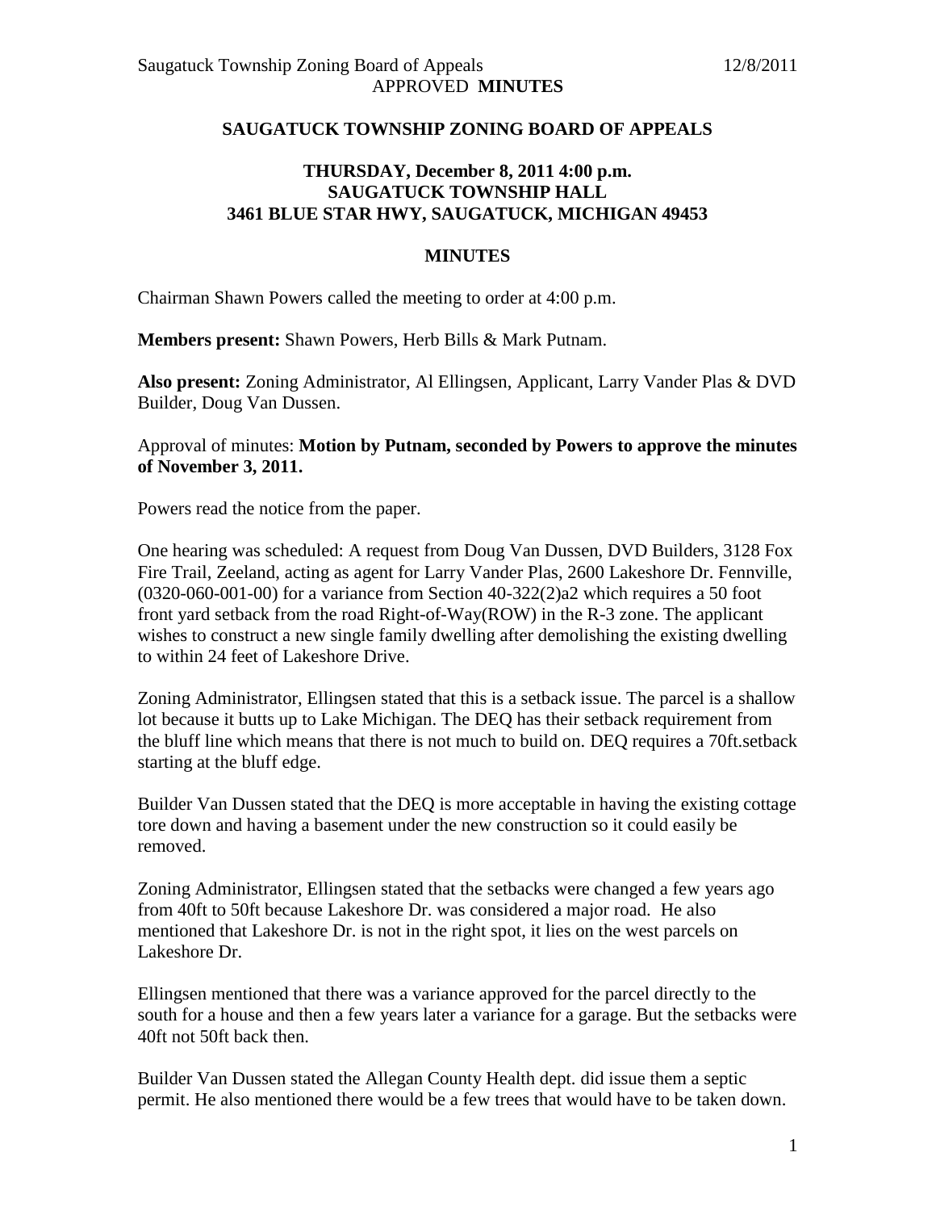**SAUGATUCK TOWNSHIP ZONING BOARD OF APPEALS**

**THURSDAY, December 8, 2011 4:00 p.m.**
**SAUGATUCK TOWNSHIP HALL**
**3461 BLUE STAR HWY, SAUGATUCK, MICHIGAN 49453**

**MINUTES**

Chairman Shawn Powers called the meeting to order at 4:00 p.m.

**Members present:** Shawn Powers, Herb Bills & Mark Putnam.

**Also present:** Zoning Administrator, Al Ellingsen, Applicant, Larry Vander Plas & DVD Builder, Doug Van Dussen.

Approval of minutes: **Motion by Putnam, seconded by Powers to approve the minutes of November 3, 2011.**

Powers read the notice from the paper.

One hearing was scheduled: A request from Doug Van Dussen, DVD Builders, 3128 Fox Fire Trail, Zeeland, acting as agent for Larry Vander Plas, 2600 Lakeshore Dr. Fennville, (0320-060-001-00) for a variance from Section 40-322(2)a2 which requires a 50 foot front yard setback from the road Right-of-Way(ROW) in the R-3 zone. The applicant wishes to construct a new single family dwelling after demolishing the existing dwelling to within 24 feet of Lakeshore Drive.

Zoning Administrator, Ellingsen stated that this is a setback issue. The parcel is a shallow lot because it butts up to Lake Michigan. The DEQ has their setback requirement from the bluff line which means that there is not much to build on. DEQ requires a 70ft.setback starting at the bluff edge.

Builder Van Dussen stated that the DEQ is more acceptable in having the existing cottage tore down and having a basement under the new construction so it could easily be removed.

Zoning Administrator, Ellingsen stated that the setbacks were changed a few years ago from 40ft to 50ft because Lakeshore Dr. was considered a major road. He also mentioned that Lakeshore Dr. is not in the right spot, it lies on the west parcels on Lakeshore Dr.

Ellingsen mentioned that there was a variance approved for the parcel directly to the south for a house and then a few years later a variance for a garage. But the setbacks were 40ft not 50ft back then.

Builder Van Dussen stated the Allegan County Health dept. did issue them a septic permit. He also mentioned there would be a few trees that would have to be taken down.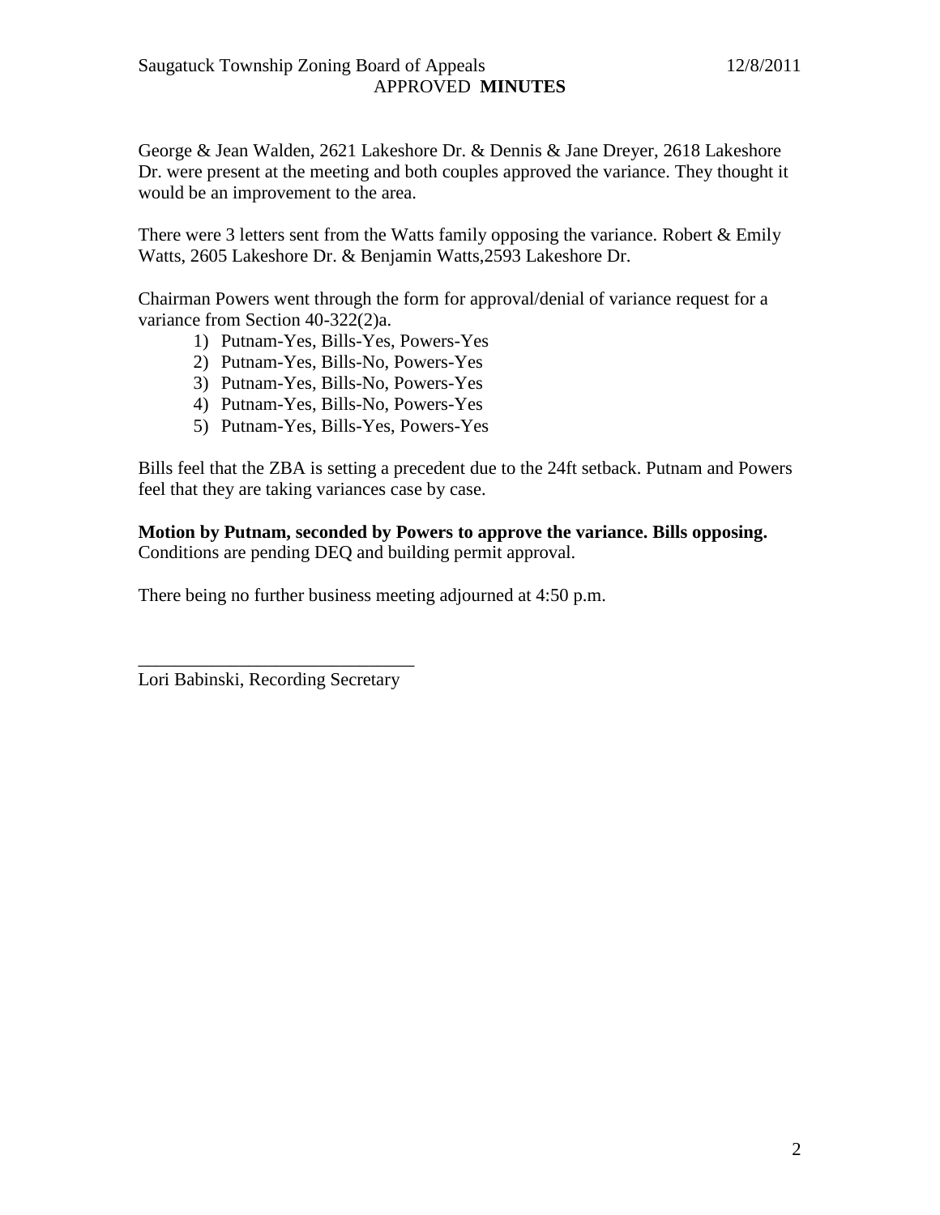George & Jean Walden, 2621 Lakeshore Dr. & Dennis & Jane Dreyer, 2618 Lakeshore Dr. were present at the meeting and both couples approved the variance. They thought it would be an improvement to the area.

There were 3 letters sent from the Watts family opposing the variance. Robert & Emily Watts, 2605 Lakeshore Dr. & Benjamin Watts,2593 Lakeshore Dr.

Chairman Powers went through the form for approval/denial of variance request for a variance from Section 40-322(2)a.

1) Putnam-Yes, Bills-Yes, Powers-Yes
2) Putnam-Yes, Bills-No, Powers-Yes
3) Putnam-Yes, Bills-No, Powers-Yes
4) Putnam-Yes, Bills-No, Powers-Yes
5) Putnam-Yes, Bills-Yes, Powers-Yes

Bills feel that the ZBA is setting a precedent due to the 24ft setback. Putnam and Powers feel that they are taking variances case by case.

**Motion by Putnam, seconded by Powers to approve the variance. Bills opposing.** Conditions are pending DEQ and building permit approval.

There being no further business meeting adjourned at 4:50 p.m.

______________________________
Lori Babinski, Recording Secretary